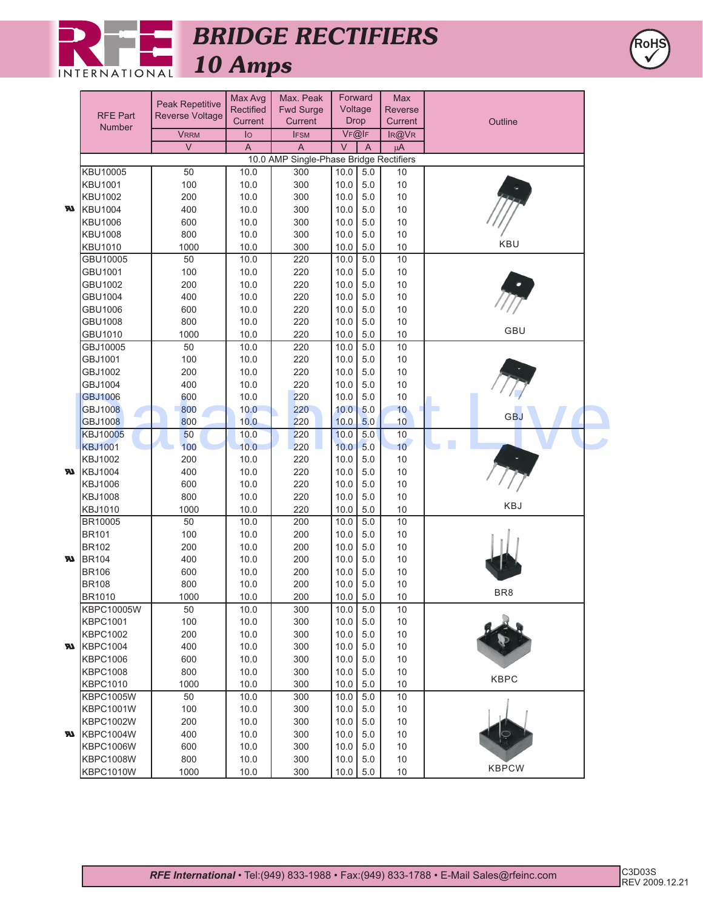# BRIDGE RECTIFIERS
# 10 Amps

| RFE Part Number | Peak Repetitive Reverse Voltage | Max Avg Rectified Current | Max. Peak Fwd Surge Current | Forward Voltage Drop | | Max Reverse Current | Outline |
|---|---|---|---|---|---|---|---|
| | VRRM | Io | IFSM | VF@IF | | IR@VR | |
| | V | A | A | V | A | µA | |
| 10.0 AMP Single-Phase Bridge Rectifiers | | | | | | | |
| KBU10005 | 50 | 10.0 | 300 | 10.0 | 5.0 | 10 | KBU |
| KBU1001 | 100 | 10.0 | 300 | 10.0 | 5.0 | 10 | |
| KBU1002 | 200 | 10.0 | 300 | 10.0 | 5.0 | 10 | |
| KBU1004 | 400 | 10.0 | 300 | 10.0 | 5.0 | 10 | |
| KBU1006 | 600 | 10.0 | 300 | 10.0 | 5.0 | 10 | |
| KBU1008 | 800 | 10.0 | 300 | 10.0 | 5.0 | 10 | |
| KBU1010 | 1000 | 10.0 | 300 | 10.0 | 5.0 | 10 | |
| GBU10005 | 50 | 10.0 | 220 | 10.0 | 5.0 | 10 | GBU |
| GBU1001 | 100 | 10.0 | 220 | 10.0 | 5.0 | 10 | |
| GBU1002 | 200 | 10.0 | 220 | 10.0 | 5.0 | 10 | |
| GBU1004 | 400 | 10.0 | 220 | 10.0 | 5.0 | 10 | |
| GBU1006 | 600 | 10.0 | 220 | 10.0 | 5.0 | 10 | |
| GBU1008 | 800 | 10.0 | 220 | 10.0 | 5.0 | 10 | |
| GBU1010 | 1000 | 10.0 | 220 | 10.0 | 5.0 | 10 | |
| GBJ10005 | 50 | 10.0 | 220 | 10.0 | 5.0 | 10 | GBJ |
| GBJ1001 | 100 | 10.0 | 220 | 10.0 | 5.0 | 10 | |
| GBJ1002 | 200 | 10.0 | 220 | 10.0 | 5.0 | 10 | |
| GBJ1004 | 400 | 10.0 | 220 | 10.0 | 5.0 | 10 | |
| GBJ1006 | 600 | 10.0 | 220 | 10.0 | 5.0 | 10 | |
| GBJ1008 | 800 | 10.0 | 220 | 10.0 | 5.0 | 10 | |
| GBJ1008 | 800 | 10.0 | 220 | 10.0 | 5.0 | 10 | |
| KBJ10005 | 50 | 10.0 | 220 | 10.0 | 5.0 | 10 | KBJ |
| KBJ1001 | 100 | 10.0 | 220 | 10.0 | 5.0 | 10 | |
| KBJ1002 | 200 | 10.0 | 220 | 10.0 | 5.0 | 10 | |
| KBJ1004 | 400 | 10.0 | 220 | 10.0 | 5.0 | 10 | |
| KBJ1006 | 600 | 10.0 | 220 | 10.0 | 5.0 | 10 | |
| KBJ1008 | 800 | 10.0 | 220 | 10.0 | 5.0 | 10 | |
| KBJ1010 | 1000 | 10.0 | 220 | 10.0 | 5.0 | 10 | |
| BR10005 | 50 | 10.0 | 200 | 10.0 | 5.0 | 10 | BR8 |
| BR101 | 100 | 10.0 | 200 | 10.0 | 5.0 | 10 | |
| BR102 | 200 | 10.0 | 200 | 10.0 | 5.0 | 10 | |
| BR104 | 400 | 10.0 | 200 | 10.0 | 5.0 | 10 | |
| BR106 | 600 | 10.0 | 200 | 10.0 | 5.0 | 10 | |
| BR108 | 800 | 10.0 | 200 | 10.0 | 5.0 | 10 | |
| BR1010 | 1000 | 10.0 | 200 | 10.0 | 5.0 | 10 | |
| KBPC10005W | 50 | 10.0 | 300 | 10.0 | 5.0 | 10 | KBPC |
| KBPC1001 | 100 | 10.0 | 300 | 10.0 | 5.0 | 10 | |
| KBPC1002 | 200 | 10.0 | 300 | 10.0 | 5.0 | 10 | |
| KBPC1004 | 400 | 10.0 | 300 | 10.0 | 5.0 | 10 | |
| KBPC1006 | 600 | 10.0 | 300 | 10.0 | 5.0 | 10 | |
| KBPC1008 | 800 | 10.0 | 300 | 10.0 | 5.0 | 10 | |
| KBPC1010 | 1000 | 10.0 | 300 | 10.0 | 5.0 | 10 | |
| KBPC1005W | 50 | 10.0 | 300 | 10.0 | 5.0 | 10 | KBPCW |
| KBPC1001W | 100 | 10.0 | 300 | 10.0 | 5.0 | 10 | |
| KBPC1002W | 200 | 10.0 | 300 | 10.0 | 5.0 | 10 | |
| KBPC1004W | 400 | 10.0 | 300 | 10.0 | 5.0 | 10 | |
| KBPC1006W | 600 | 10.0 | 300 | 10.0 | 5.0 | 10 | |
| KBPC1008W | 800 | 10.0 | 300 | 10.0 | 5.0 | 10 | |
| KBPC1010W | 1000 | 10.0 | 300 | 10.0 | 5.0 | 10 | |

***RFE International*** • Tel:(949) 833-1988 • Fax:(949) 833-1788 • E-Mail Sales@rfeinc.com

C3D03S
REV 2009.12.21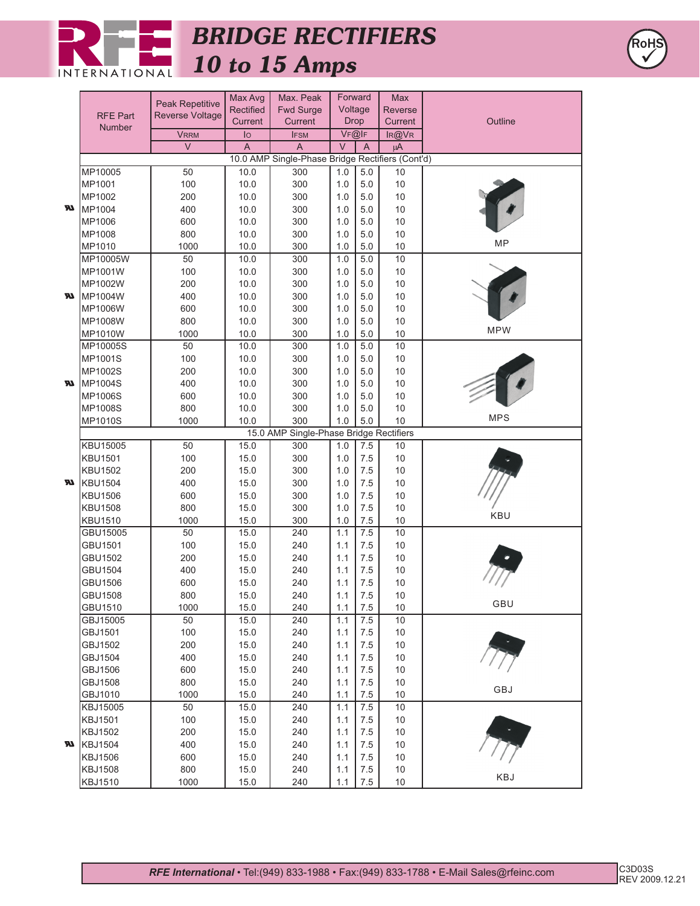# BRIDGE RECTIFIERS
# 10 to 15 Amps

| RFE Part Number | Peak Repetitive Reverse Voltage | Max Avg Rectified Current | Max. Peak Fwd Surge Current | Forward Voltage Drop | | Max Reverse Current | Outline |
|---|---|---|---|---|---|---|---|
| | VRRM | IO | IFSM | VF@IF | | IR@VR | |
| | V | A | A | V | A | µA | |
| **10.0 AMP Single-Phase Bridge Rectifiers (Cont'd)** | | | | | | | |
| MP10005 | 50 | 10.0 | 300 | 1.0 | 5.0 | 10 | MP |
| MP1001 | 100 | 10.0 | 300 | 1.0 | 5.0 | 10 | |
| MP1002 | 200 | 10.0 | 300 | 1.0 | 5.0 | 10 | |
| MP1004 | 400 | 10.0 | 300 | 1.0 | 5.0 | 10 | |
| MP1006 | 600 | 10.0 | 300 | 1.0 | 5.0 | 10 | |
| MP1008 | 800 | 10.0 | 300 | 1.0 | 5.0 | 10 | |
| MP1010 | 1000 | 10.0 | 300 | 1.0 | 5.0 | 10 | |
| MP10005W | 50 | 10.0 | 300 | 1.0 | 5.0 | 10 | MPW |
| MP1001W | 100 | 10.0 | 300 | 1.0 | 5.0 | 10 | |
| MP1002W | 200 | 10.0 | 300 | 1.0 | 5.0 | 10 | |
| MP1004W | 400 | 10.0 | 300 | 1.0 | 5.0 | 10 | |
| MP1006W | 600 | 10.0 | 300 | 1.0 | 5.0 | 10 | |
| MP1008W | 800 | 10.0 | 300 | 1.0 | 5.0 | 10 | |
| MP1010W | 1000 | 10.0 | 300 | 1.0 | 5.0 | 10 | |
| MP10005S | 50 | 10.0 | 300 | 1.0 | 5.0 | 10 | MPS |
| MP1001S | 100 | 10.0 | 300 | 1.0 | 5.0 | 10 | |
| MP1002S | 200 | 10.0 | 300 | 1.0 | 5.0 | 10 | |
| MP1004S | 400 | 10.0 | 300 | 1.0 | 5.0 | 10 | |
| MP1006S | 600 | 10.0 | 300 | 1.0 | 5.0 | 10 | |
| MP1008S | 800 | 10.0 | 300 | 1.0 | 5.0 | 10 | |
| MP1010S | 1000 | 10.0 | 300 | 1.0 | 5.0 | 10 | |
| **15.0 AMP Single-Phase Bridge Rectifiers** | | | | | | | |
| KBU15005 | 50 | 15.0 | 300 | 1.0 | 7.5 | 10 | KBU |
| KBU1501 | 100 | 15.0 | 300 | 1.0 | 7.5 | 10 | |
| KBU1502 | 200 | 15.0 | 300 | 1.0 | 7.5 | 10 | |
| KBU1504 | 400 | 15.0 | 300 | 1.0 | 7.5 | 10 | |
| KBU1506 | 600 | 15.0 | 300 | 1.0 | 7.5 | 10 | |
| KBU1508 | 800 | 15.0 | 300 | 1.0 | 7.5 | 10 | |
| KBU1510 | 1000 | 15.0 | 300 | 1.0 | 7.5 | 10 | |
| GBU15005 | 50 | 15.0 | 240 | 1.1 | 7.5 | 10 | GBU |
| GBU1501 | 100 | 15.0 | 240 | 1.1 | 7.5 | 10 | |
| GBU1502 | 200 | 15.0 | 240 | 1.1 | 7.5 | 10 | |
| GBU1504 | 400 | 15.0 | 240 | 1.1 | 7.5 | 10 | |
| GBU1506 | 600 | 15.0 | 240 | 1.1 | 7.5 | 10 | |
| GBU1508 | 800 | 15.0 | 240 | 1.1 | 7.5 | 10 | |
| GBU1510 | 1000 | 15.0 | 240 | 1.1 | 7.5 | 10 | |
| GBJ15005 | 50 | 15.0 | 240 | 1.1 | 7.5 | 10 | GBJ |
| GBJ1501 | 100 | 15.0 | 240 | 1.1 | 7.5 | 10 | |
| GBJ1502 | 200 | 15.0 | 240 | 1.1 | 7.5 | 10 | |
| GBJ1504 | 400 | 15.0 | 240 | 1.1 | 7.5 | 10 | |
| GBJ1506 | 600 | 15.0 | 240 | 1.1 | 7.5 | 10 | |
| GBJ1508 | 800 | 15.0 | 240 | 1.1 | 7.5 | 10 | |
| GBJ1010 | 1000 | 15.0 | 240 | 1.1 | 7.5 | 10 | |
| KBJ15005 | 50 | 15.0 | 240 | 1.1 | 7.5 | 10 | KBJ |
| KBJ1501 | 100 | 15.0 | 240 | 1.1 | 7.5 | 10 | |
| KBJ1502 | 200 | 15.0 | 240 | 1.1 | 7.5 | 10 | |
| KBJ1504 | 400 | 15.0 | 240 | 1.1 | 7.5 | 10 | |
| KBJ1506 | 600 | 15.0 | 240 | 1.1 | 7.5 | 10 | |
| KBJ1508 | 800 | 15.0 | 240 | 1.1 | 7.5 | 10 | |
| KBJ1510 | 1000 | 15.0 | 240 | 1.1 | 7.5 | 10 | |

***RFE International*** • Tel:(949) 833-1988 • Fax:(949) 833-1788 • E-Mail Sales@rfeinc.com

C3D03S
REV 2009.12.21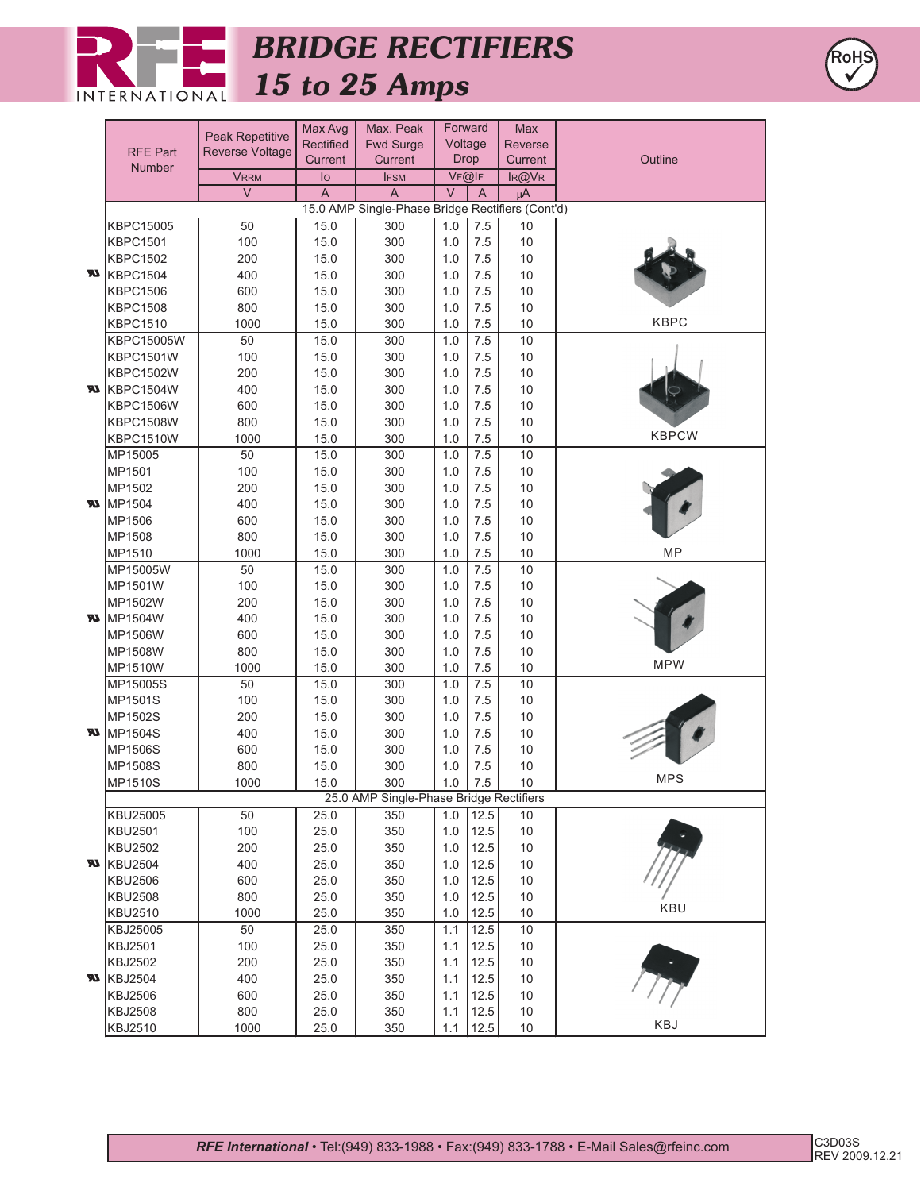# BRIDGE RECTIFIERS
## 15 to 25 Amps

| RFE Part Number | Peak Repetitive Reverse Voltage | Max Avg Rectified Current | Max. Peak Fwd Surge Current | Forward Voltage Drop | | Max Reverse Current | Outline |
|---|---|---|---|---|---|---|---|
| | $V_{RRM}$ | $I_O$ | $I_{FSM}$ | $V_F$@$I_F$ | | $I_R$@$V_R$ | |
| | V | A | A | V | A | μA | |
| **15.0 AMP Single-Phase Bridge Rectifiers (Cont'd)** | | | | | | | |
| KBPC15005 | 50 | 15.0 | 300 | 1.0 | 7.5 | 10 | KBPC |
| KBPC1501 | 100 | 15.0 | 300 | 1.0 | 7.5 | 10 | |
| KBPC1502 | 200 | 15.0 | 300 | 1.0 | 7.5 | 10 | |
| KBPC1504 | 400 | 15.0 | 300 | 1.0 | 7.5 | 10 | |
| KBPC1506 | 600 | 15.0 | 300 | 1.0 | 7.5 | 10 | |
| KBPC1508 | 800 | 15.0 | 300 | 1.0 | 7.5 | 10 | |
| KBPC1510 | 1000 | 15.0 | 300 | 1.0 | 7.5 | 10 | |
| KBPC15005W | 50 | 15.0 | 300 | 1.0 | 7.5 | 10 | KBPCW |
| KBPC1501W | 100 | 15.0 | 300 | 1.0 | 7.5 | 10 | |
| KBPC1502W | 200 | 15.0 | 300 | 1.0 | 7.5 | 10 | |
| KBPC1504W | 400 | 15.0 | 300 | 1.0 | 7.5 | 10 | |
| KBPC1506W | 600 | 15.0 | 300 | 1.0 | 7.5 | 10 | |
| KBPC1508W | 800 | 15.0 | 300 | 1.0 | 7.5 | 10 | |
| KBPC1510W | 1000 | 15.0 | 300 | 1.0 | 7.5 | 10 | |
| MP15005 | 50 | 15.0 | 300 | 1.0 | 7.5 | 10 | MP |
| MP1501 | 100 | 15.0 | 300 | 1.0 | 7.5 | 10 | |
| MP1502 | 200 | 15.0 | 300 | 1.0 | 7.5 | 10 | |
| MP1504 | 400 | 15.0 | 300 | 1.0 | 7.5 | 10 | |
| MP1506 | 600 | 15.0 | 300 | 1.0 | 7.5 | 10 | |
| MP1508 | 800 | 15.0 | 300 | 1.0 | 7.5 | 10 | |
| MP1510 | 1000 | 15.0 | 300 | 1.0 | 7.5 | 10 | |
| MP15005W | 50 | 15.0 | 300 | 1.0 | 7.5 | 10 | MPW |
| MP1501W | 100 | 15.0 | 300 | 1.0 | 7.5 | 10 | |
| MP1502W | 200 | 15.0 | 300 | 1.0 | 7.5 | 10 | |
| MP1504W | 400 | 15.0 | 300 | 1.0 | 7.5 | 10 | |
| MP1506W | 600 | 15.0 | 300 | 1.0 | 7.5 | 10 | |
| MP1508W | 800 | 15.0 | 300 | 1.0 | 7.5 | 10 | |
| MP1510W | 1000 | 15.0 | 300 | 1.0 | 7.5 | 10 | |
| MP15005S | 50 | 15.0 | 300 | 1.0 | 7.5 | 10 | MPS |
| MP1501S | 100 | 15.0 | 300 | 1.0 | 7.5 | 10 | |
| MP1502S | 200 | 15.0 | 300 | 1.0 | 7.5 | 10 | |
| MP1504S | 400 | 15.0 | 300 | 1.0 | 7.5 | 10 | |
| MP1506S | 600 | 15.0 | 300 | 1.0 | 7.5 | 10 | |
| MP1508S | 800 | 15.0 | 300 | 1.0 | 7.5 | 10 | |
| MP1510S | 1000 | 15.0 | 300 | 1.0 | 7.5 | 10 | |
| **25.0 AMP Single-Phase Bridge Rectifiers** | | | | | | | |
| KBU25005 | 50 | 25.0 | 350 | 1.0 | 12.5 | 10 | KBU |
| KBU2501 | 100 | 25.0 | 350 | 1.0 | 12.5 | 10 | |
| KBU2502 | 200 | 25.0 | 350 | 1.0 | 12.5 | 10 | |
| KBU2504 | 400 | 25.0 | 350 | 1.0 | 12.5 | 10 | |
| KBU2506 | 600 | 25.0 | 350 | 1.0 | 12.5 | 10 | |
| KBU2508 | 800 | 25.0 | 350 | 1.0 | 12.5 | 10 | |
| KBU2510 | 1000 | 25.0 | 350 | 1.0 | 12.5 | 10 | |
| KBJ25005 | 50 | 25.0 | 350 | 1.1 | 12.5 | 10 | KBJ |
| KBJ2501 | 100 | 25.0 | 350 | 1.1 | 12.5 | 10 | |
| KBJ2502 | 200 | 25.0 | 350 | 1.1 | 12.5 | 10 | |
| KBJ2504 | 400 | 25.0 | 350 | 1.1 | 12.5 | 10 | |
| KBJ2506 | 600 | 25.0 | 350 | 1.1 | 12.5 | 10 | |
| KBJ2508 | 800 | 25.0 | 350 | 1.1 | 12.5 | 10 | |
| KBJ2510 | 1000 | 25.0 | 350 | 1.1 | 12.5 | 10 | |

***RFE International*** • Tel:(949) 833-1988 • Fax:(949) 833-1788 • E-Mail Sales@rfeinc.com

C3D03S
REV 2009.12.21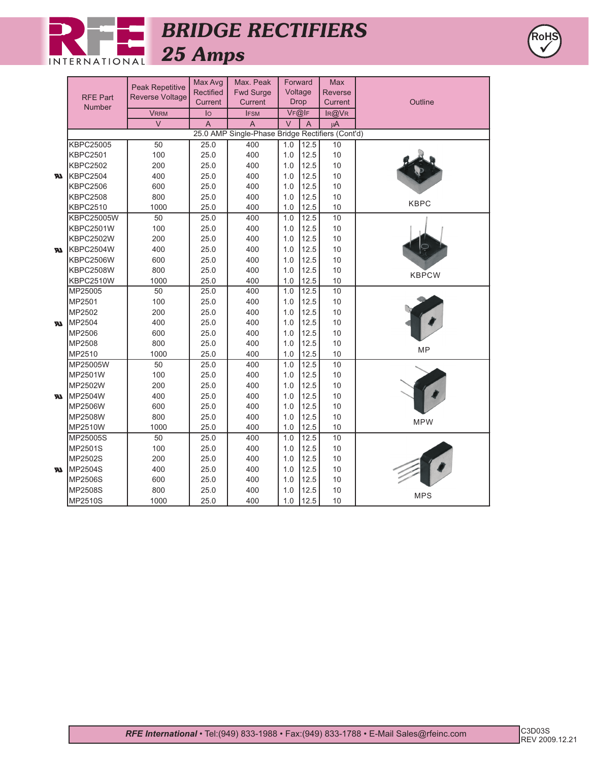# BRIDGE RECTIFIERS
## 25 Amps

| RFE Part Number | Peak Repetitive Reverse Voltage | Max Avg Rectified Current | Max. Peak Fwd Surge Current | Forward Voltage Drop | | Max Reverse Current | Outline |
|---|---|---|---|---|---|---|---|
| | VRRM | Io | IFSM | VF@IF | | IR@VR | |
| | V | A | A | V | A | µA | |
| 25.0 AMP Single-Phase Bridge Rectifiers (Cont'd) | | | | | | | |
| KBPC25005 | 50 | 25.0 | 400 | 1.0 | 12.5 | 10 | KBPC |
| KBPC2501 | 100 | 25.0 | 400 | 1.0 | 12.5 | 10 | |
| KBPC2502 | 200 | 25.0 | 400 | 1.0 | 12.5 | 10 | |
| KBPC2504 | 400 | 25.0 | 400 | 1.0 | 12.5 | 10 | |
| KBPC2506 | 600 | 25.0 | 400 | 1.0 | 12.5 | 10 | |
| KBPC2508 | 800 | 25.0 | 400 | 1.0 | 12.5 | 10 | |
| KBPC2510 | 1000 | 25.0 | 400 | 1.0 | 12.5 | 10 | |
| KBPC25005W | 50 | 25.0 | 400 | 1.0 | 12.5 | 10 | KBPCW |
| KBPC2501W | 100 | 25.0 | 400 | 1.0 | 12.5 | 10 | |
| KBPC2502W | 200 | 25.0 | 400 | 1.0 | 12.5 | 10 | |
| KBPC2504W | 400 | 25.0 | 400 | 1.0 | 12.5 | 10 | |
| KBPC2506W | 600 | 25.0 | 400 | 1.0 | 12.5 | 10 | |
| KBPC2508W | 800 | 25.0 | 400 | 1.0 | 12.5 | 10 | |
| KBPC2510W | 1000 | 25.0 | 400 | 1.0 | 12.5 | 10 | |
| MP25005 | 50 | 25.0 | 400 | 1.0 | 12.5 | 10 | MP |
| MP2501 | 100 | 25.0 | 400 | 1.0 | 12.5 | 10 | |
| MP2502 | 200 | 25.0 | 400 | 1.0 | 12.5 | 10 | |
| MP2504 | 400 | 25.0 | 400 | 1.0 | 12.5 | 10 | |
| MP2506 | 600 | 25.0 | 400 | 1.0 | 12.5 | 10 | |
| MP2508 | 800 | 25.0 | 400 | 1.0 | 12.5 | 10 | |
| MP2510 | 1000 | 25.0 | 400 | 1.0 | 12.5 | 10 | |
| MP25005W | 50 | 25.0 | 400 | 1.0 | 12.5 | 10 | MPW |
| MP2501W | 100 | 25.0 | 400 | 1.0 | 12.5 | 10 | |
| MP2502W | 200 | 25.0 | 400 | 1.0 | 12.5 | 10 | |
| MP2504W | 400 | 25.0 | 400 | 1.0 | 12.5 | 10 | |
| MP2506W | 600 | 25.0 | 400 | 1.0 | 12.5 | 10 | |
| MP2508W | 800 | 25.0 | 400 | 1.0 | 12.5 | 10 | |
| MP2510W | 1000 | 25.0 | 400 | 1.0 | 12.5 | 10 | |
| MP25005S | 50 | 25.0 | 400 | 1.0 | 12.5 | 10 | MPS |
| MP2501S | 100 | 25.0 | 400 | 1.0 | 12.5 | 10 | |
| MP2502S | 200 | 25.0 | 400 | 1.0 | 12.5 | 10 | |
| MP2504S | 400 | 25.0 | 400 | 1.0 | 12.5 | 10 | |
| MP2506S | 600 | 25.0 | 400 | 1.0 | 12.5 | 10 | |
| MP2508S | 800 | 25.0 | 400 | 1.0 | 12.5 | 10 | |
| MP2510S | 1000 | 25.0 | 400 | 1.0 | 12.5 | 10 | |

***RFE International*** • Tel:(949) 833-1988 • Fax:(949) 833-1788 • E-Mail Sales@rfeinc.com

C3D03S
REV 2009.12.21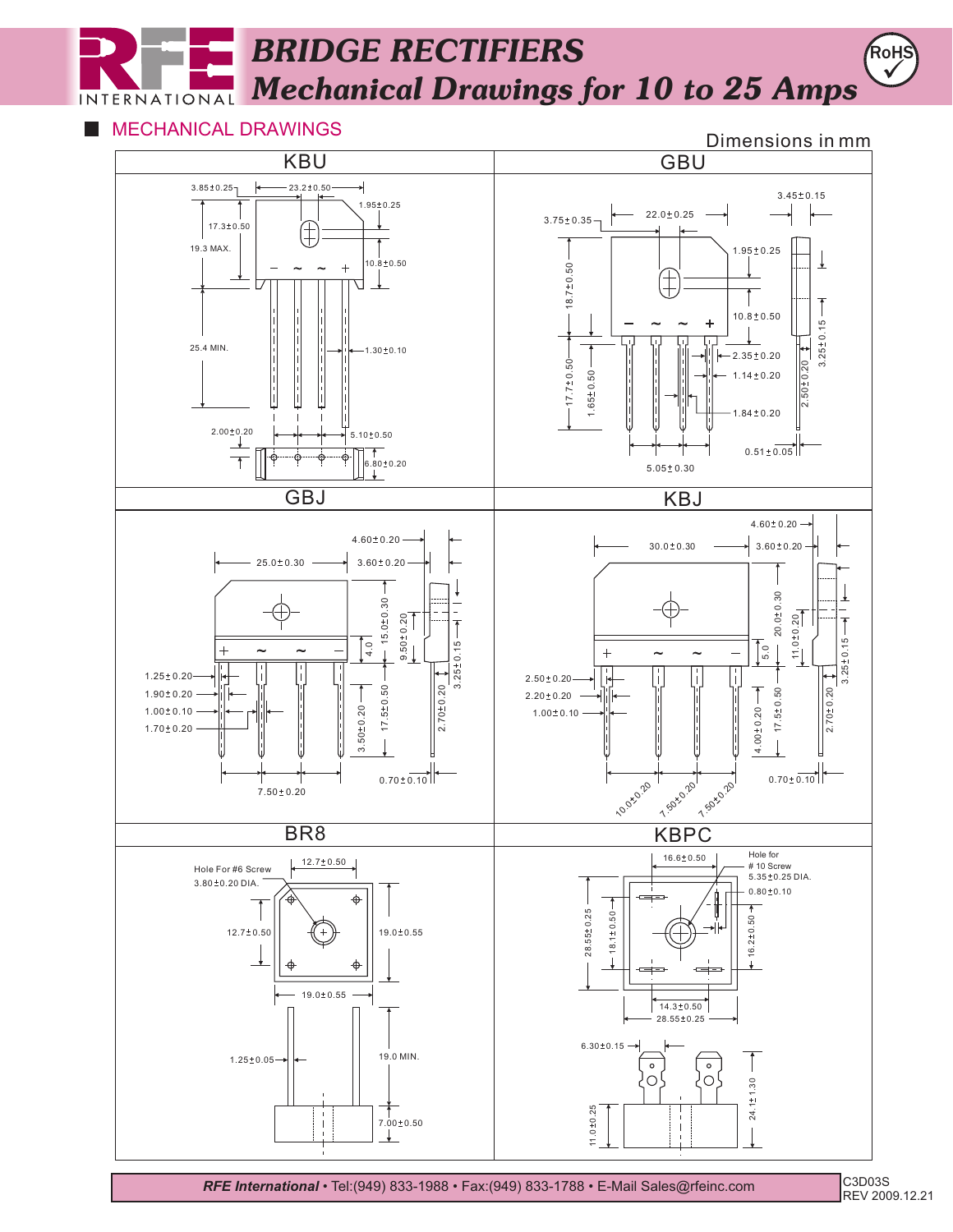# BRIDGE RECTIFIERS

## Mechanical Drawings for 10 to 25 Amps

### MECHANICAL DRAWINGS

Dimensions in mm

#### KBU

3.85±0.25
23.2±0.50
1.95±0.25
17.3±0.50
19.3 MAX.
10.8±0.50
25.4 MIN.
1.30±0.10
2.00±0.20
5.10±0.50
6.80±0.20

#### GBU

3.45±0.15
3.75±0.35
22.0±0.25
1.95±0.25
18.7±0.50
10.8±0.50
2.35±0.20
1.14±0.20
17.7±0.50
1.65±0.50
1.84±0.20
2.50±0.20
3.25±0.15
0.51±0.05
5.05±0.30

#### GBJ

4.60±0.20
25.0±0.30
3.60±0.20
15.0±0.30
4.0
9.50±0.20
3.25±0.15
1.25±0.20
1.90±0.20
1.00±0.10
1.70±0.20
3.50±0.20
17.5±0.50
2.70±0.20
7.50±0.20
0.70±0.10

#### KBJ

4.60±0.20
30.0±0.30
3.60±0.20
20.0±0.30
5.0
11.0±0.20
3.25±0.15
2.50±0.20
2.20±0.20
1.00±0.10
4.00±0.20
17.5±0.50
2.70±0.20
0.70±0.10
10.0±0.20
7.50±0.20
7.50±0.20

#### BR8

Hole For #6 Screw
3.80±0.20 DIA.
12.7±0.50
12.7±0.50
19.0±0.55
19.0±0.55
1.25±0.05
19.0 MIN.
7.00±0.50

#### KBPC

16.6±0.50
Hole for # 10 Screw 5.35±0.25 DIA.
0.80±0.10
28.55±0.25
18.1±0.50
16.2±0.50
14.3±0.50
28.55±0.25
6.30±0.15
11.0±0.25
24.1±1.30

**RFE International** • Tel:(949) 833-1988 • Fax:(949) 833-1788 • E-Mail Sales@rfeinc.com

C3D03S
REV 2009.12.21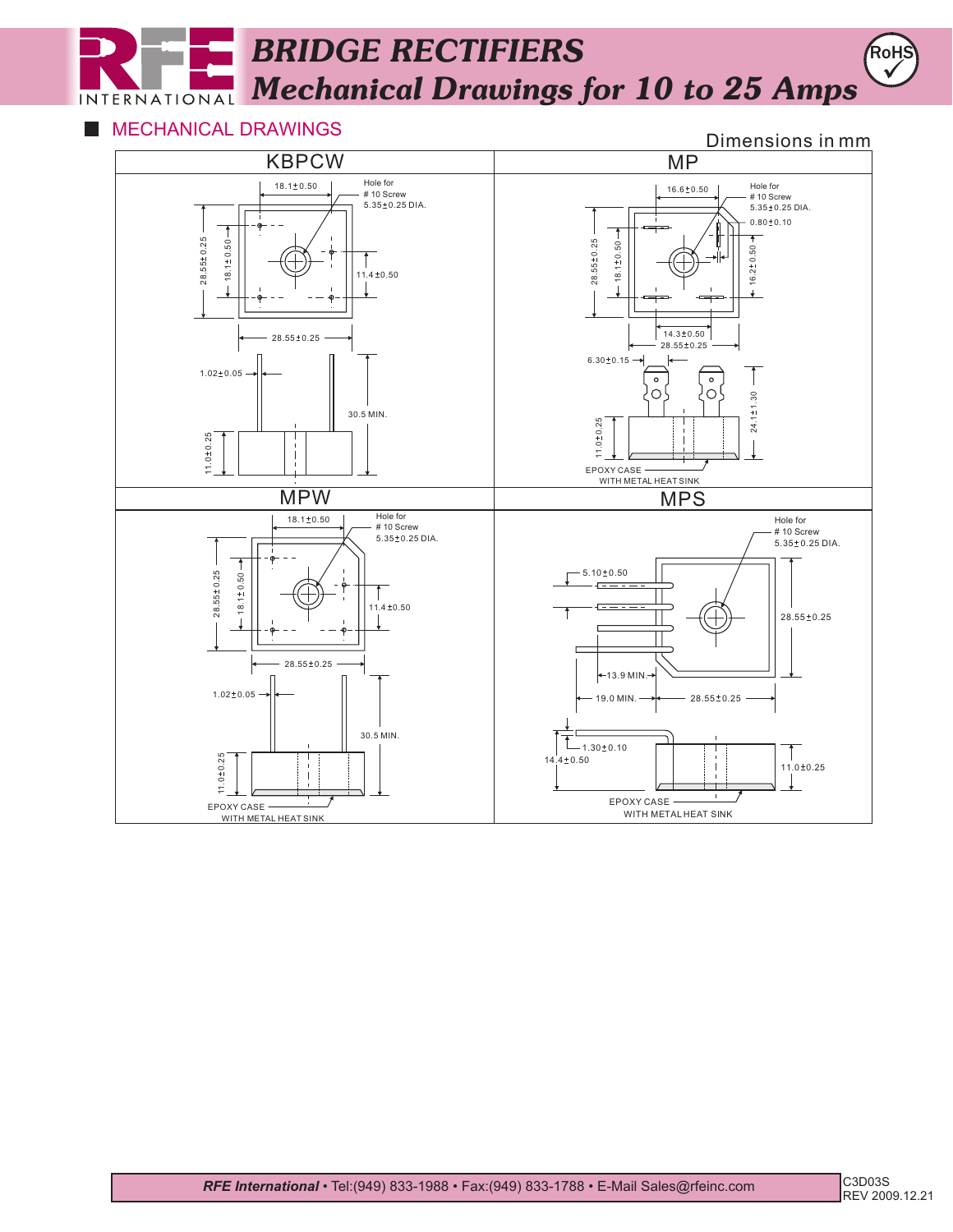# BRIDGE RECTIFIERS

## Mechanical Drawings for 10 to 25 Amps

### MECHANICAL DRAWINGS

Dimensions in mm

| KBPCW | MP |
| --- | --- |
| 18.1±0.50<br>Hole for # 10 Screw 5.35±0.25 DIA.<br>28.55±0.25<br>18.1±0.50<br>11.4±0.50<br>28.55±0.25<br>1.02±0.05<br>30.5 MIN.<br>11.0±0.25 | 16.6±0.50<br>Hole for # 10 Screw 5.35±0.25 DIA.<br>0.80±0.10<br>28.55±0.25<br>18.1±0.50<br>16.2±0.50<br>14.3±0.50<br>28.55±0.25<br>6.30±0.15<br>24.1±1.30<br>11.0±0.25<br>EPOXY CASE WITH METAL HEAT SINK |

| MPW | MPS |
| --- | --- |
| 18.1±0.50<br>Hole for # 10 Screw 5.35±0.25 DIA.<br>28.55±0.25<br>18.1±0.50<br>11.4±0.50<br>28.55±0.25<br>1.02±0.05<br>30.5 MIN.<br>11.0±0.25<br>EPOXY CASE WITH METAL HEAT SINK | Hole for # 10 Screw 5.35±0.25 DIA.<br>5.10±0.50<br>28.55±0.25<br>13.9 MIN.<br>19.0 MIN.<br>28.55±0.25<br>1.30±0.10<br>14.4±0.50<br>11.0±0.25<br>EPOXY CASE WITH METAL HEAT SINK |

*RFE International* • Tel:(949) 833-1988 • Fax:(949) 833-1788 • E-Mail Sales@rfeinc.com

C3D03S
REV 2009.12.21